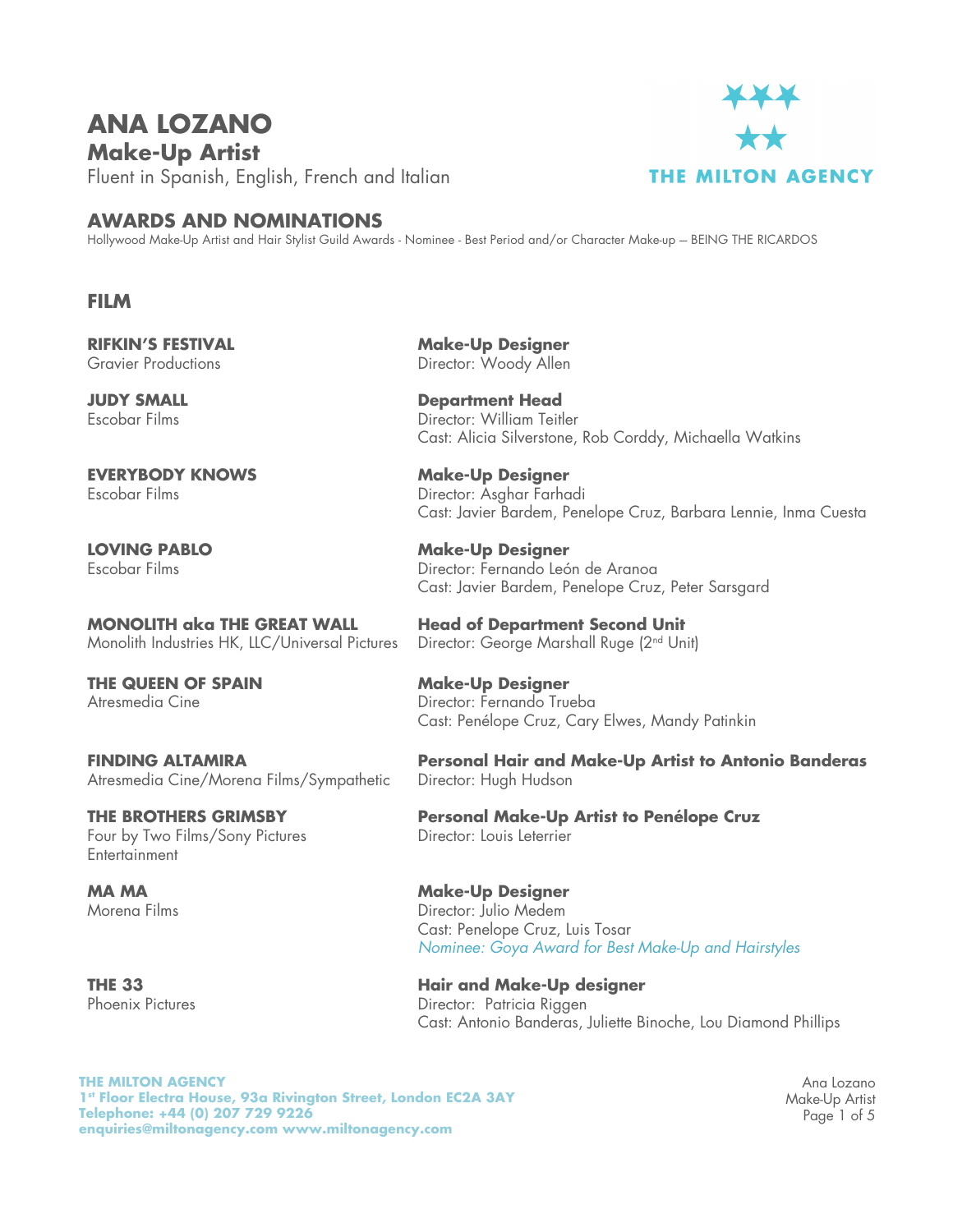# ANA LOZANO

## Make-Up Artist

Fluent in Spanish, English, French and Italian

THE MILTON AGENCY

## AWARDS AND NOMINATIONS

Hollywood Make-Up Artist and Hair Stylist Guild Awards - Nominee - Best Period and/or Character Make-up – BEING THE RICARDOS

## FILM

**RIFKIN'S FESTIVAL**
Gravier Productions

**Make-Up Designer**
Director: Woody Allen

**JUDY SMALL**
Escobar Films

**Department Head**
Director: William Teitler
Cast: Alicia Silverstone, Rob Corddy, Michaella Watkins

**EVERYBODY KNOWS**
Escobar Films

**Make-Up Designer**
Director: Asghar Farhadi
Cast: Javier Bardem, Penelope Cruz, Barbara Lennie, Inma Cuesta

**LOVING PABLO**
Escobar Films

**Make-Up Designer**
Director: Fernando León de Aranoa
Cast: Javier Bardem, Penelope Cruz, Peter Sarsgard

**MONOLITH aka THE GREAT WALL**
Monolith Industries HK, LLC/Universal Pictures

**Head of Department Second Unit**
Director: George Marshall Ruge (2nd Unit)

**THE QUEEN OF SPAIN**
Atresmedia Cine

**Make-Up Designer**
Director: Fernando Trueba
Cast: Penélope Cruz, Cary Elwes, Mandy Patinkin

**FINDING ALTAMIRA**
Atresmedia Cine/Morena Films/Sympathetic

**Personal Hair and Make-Up Artist to Antonio Banderas**
Director: Hugh Hudson

**THE BROTHERS GRIMSBY**
Four by Two Films/Sony Pictures Entertainment

**Personal Make-Up Artist to Penélope Cruz**
Director: Louis Leterrier

**MA MA**
Morena Films

**Make-Up Designer**
Director: Julio Medem
Cast: Penelope Cruz, Luis Tosar
*Nominee: Goya Award for Best Make-Up and Hairstyles*

**THE 33**
Phoenix Pictures

**Hair and Make-Up designer**
Director: Patricia Riggen
Cast: Antonio Banderas, Juliette Binoche, Lou Diamond Phillips

**THE MILTON AGENCY**
**1st Floor Electra House, 93a Rivington Street, London EC2A 3AY**
**Telephone: +44 (0) 207 729 9226**
**enquiries@miltonagency.com www.miltonagency.com**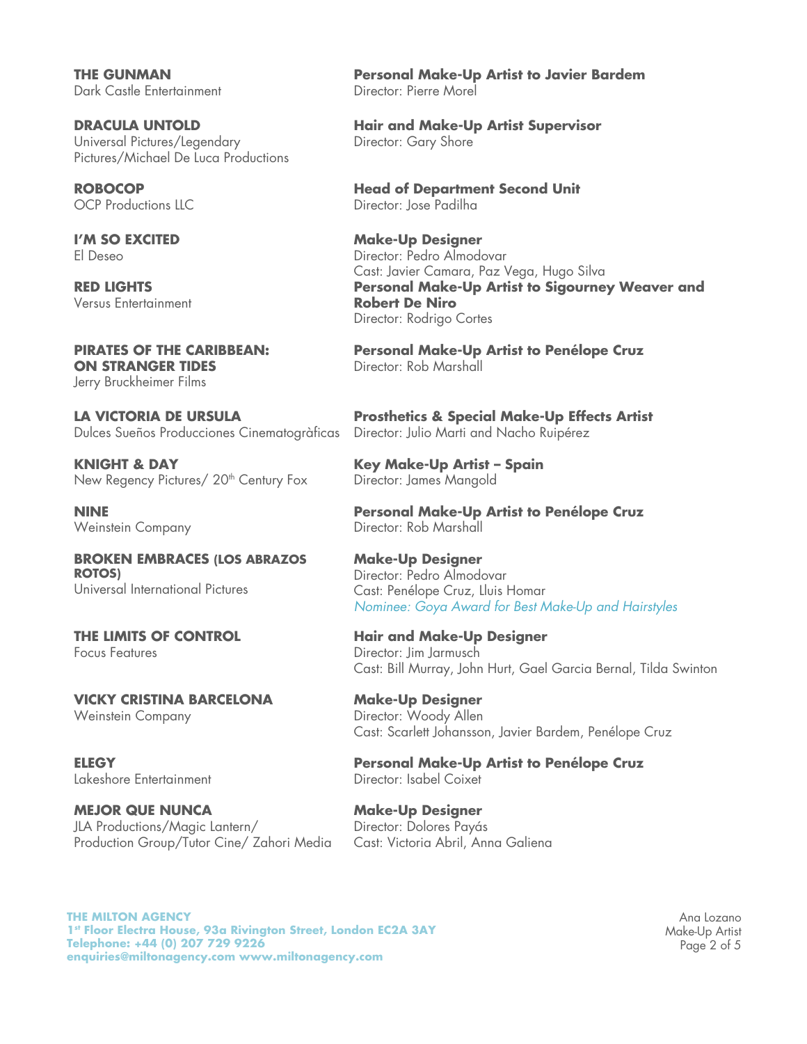**THE GUNMAN**
Dark Castle Entertainment

**Personal Make-Up Artist to Javier Bardem**
Director: Pierre Morel

**DRACULA UNTOLD**
Universal Pictures/Legendary Pictures/Michael De Luca Productions

**Hair and Make-Up Artist Supervisor**
Director: Gary Shore

**ROBOCOP**
OCP Productions LLC

**Head of Department Second Unit**
Director: Jose Padilha

**I'M SO EXCITED**
El Deseo

**Make-Up Designer**
Director: Pedro Almodovar
Cast: Javier Camara, Paz Vega, Hugo Silva

**RED LIGHTS**
Versus Entertainment

**Personal Make-Up Artist to Sigourney Weaver and Robert De Niro**
Director: Rodrigo Cortes

**PIRATES OF THE CARIBBEAN: ON STRANGER TIDES**
Jerry Bruckheimer Films

**Personal Make-Up Artist to Penélope Cruz**
Director: Rob Marshall

**LA VICTORIA DE URSULA**
Dulces Sueños Producciones Cinematogràficas

**Prosthetics & Special Make-Up Effects Artist**
Director: Julio Marti and Nacho Ruipérez

**KNIGHT & DAY**
New Regency Pictures/ 20th Century Fox

**Key Make-Up Artist – Spain**
Director: James Mangold

**NINE**
Weinstein Company

**Personal Make-Up Artist to Penélope Cruz**
Director: Rob Marshall

**BROKEN EMBRACES (LOS ABRAZOS ROTOS)**
Universal International Pictures

**Make-Up Designer**
Director: Pedro Almodovar
Cast: Penélope Cruz, Lluis Homar
*Nominee: Goya Award for Best Make-Up and Hairstyles*

**THE LIMITS OF CONTROL**
Focus Features

**Hair and Make-Up Designer**
Director: Jim Jarmusch
Cast: Bill Murray, John Hurt, Gael Garcia Bernal, Tilda Swinton

**VICKY CRISTINA BARCELONA**
Weinstein Company

**Make-Up Designer**
Director: Woody Allen
Cast: Scarlett Johansson, Javier Bardem, Penélope Cruz

**ELEGY**
Lakeshore Entertainment

**Personal Make-Up Artist to Penélope Cruz**
Director: Isabel Coixet

**MEJOR QUE NUNCA**
JLA Productions/Magic Lantern/ Production Group/Tutor Cine/ Zahori Media

**Make-Up Designer**
Director: Dolores Payás
Cast: Victoria Abril, Anna Galiena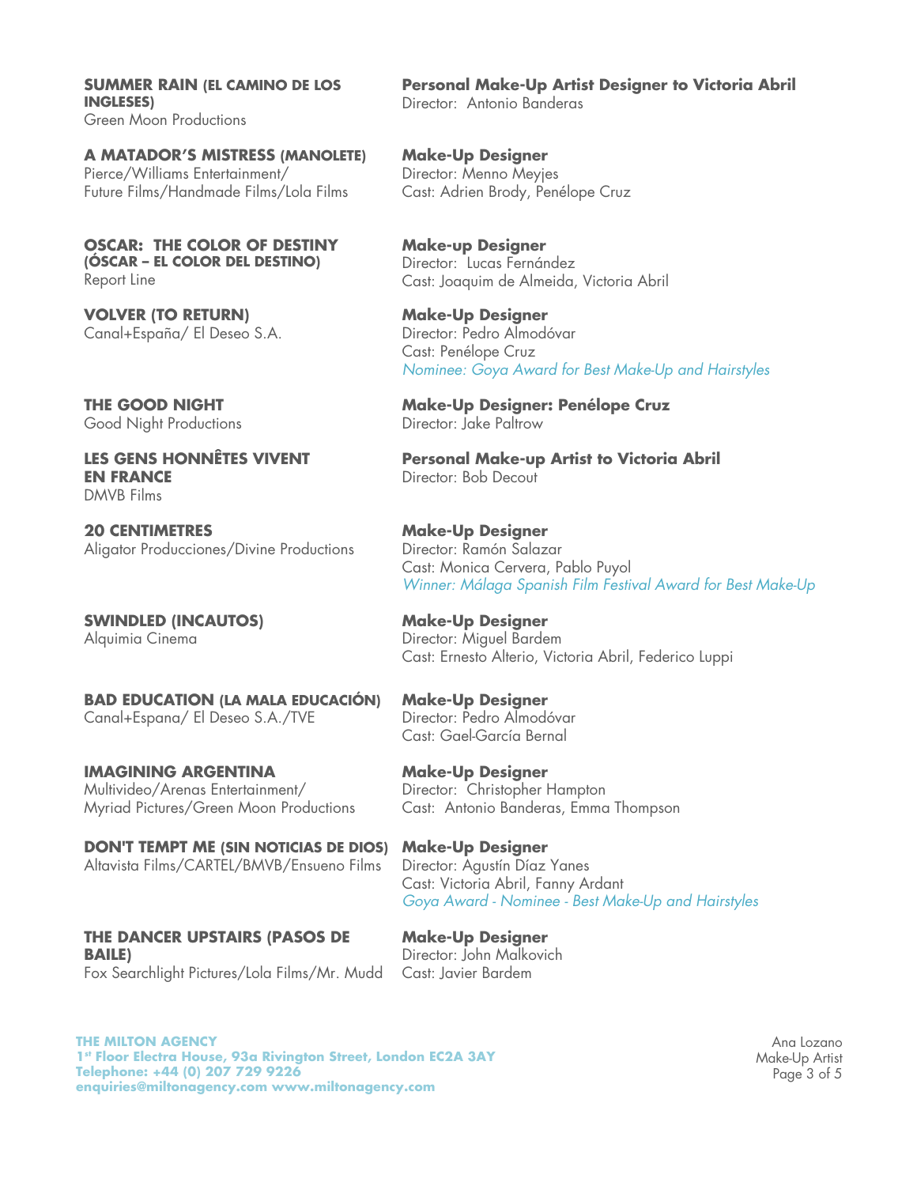**SUMMER RAIN (EL CAMINO DE LOS INGLESES)**
Green Moon Productions

**Personal Make-Up Artist Designer to Victoria Abril**
Director: Antonio Banderas

**A MATADOR'S MISTRESS (MANOLETE)**
Pierce/Williams Entertainment/ Future Films/Handmade Films/Lola Films

**Make-Up Designer**
Director: Menno Meyjes
Cast: Adrien Brody, Penélope Cruz

**OSCAR: THE COLOR OF DESTINY (ÓSCAR – EL COLOR DEL DESTINO)**
Report Line

**Make-up Designer**
Director: Lucas Fernández
Cast: Joaquim de Almeida, Victoria Abril

**VOLVER (TO RETURN)**
Canal+España/ El Deseo S.A.

**Make-Up Designer**
Director: Pedro Almodóvar
Cast: Penélope Cruz
*Nominee: Goya Award for Best Make-Up and Hairstyles*

**THE GOOD NIGHT**
Good Night Productions

**Make-Up Designer: Penélope Cruz**
Director: Jake Paltrow

**LES GENS HONNÊTES VIVENT EN FRANCE**
DMVB Films

**Personal Make-up Artist to Victoria Abril**
Director: Bob Decout

**20 CENTIMETRES**
Aligator Producciones/Divine Productions

**Make-Up Designer**
Director: Ramón Salazar
Cast: Monica Cervera, Pablo Puyol
*Winner: Málaga Spanish Film Festival Award for Best Make-Up*

**SWINDLED (INCAUTOS)**
Alquimia Cinema

**Make-Up Designer**
Director: Miguel Bardem
Cast: Ernesto Alterio, Victoria Abril, Federico Luppi

**BAD EDUCATION (LA MALA EDUCACIÓN)**
Canal+Espana/ El Deseo S.A./TVE

**Make-Up Designer**
Director: Pedro Almodóvar
Cast: Gael-García Bernal

**IMAGINING ARGENTINA**
Multivideo/Arenas Entertainment/ Myriad Pictures/Green Moon Productions

**Make-Up Designer**
Director: Christopher Hampton
Cast: Antonio Banderas, Emma Thompson

**DON'T TEMPT ME (SIN NOTICIAS DE DIOS)**
Altavista Films/CARTEL/BMVB/Ensueno Films

**Make-Up Designer**
Director: Agustín Díaz Yanes
Cast: Victoria Abril, Fanny Ardant
*Goya Award - Nominee - Best Make-Up and Hairstyles*

**THE DANCER UPSTAIRS (PASOS DE BAILE)**
Fox Searchlight Pictures/Lola Films/Mr. Mudd

**Make-Up Designer**
Director: John Malkovich
Cast: Javier Bardem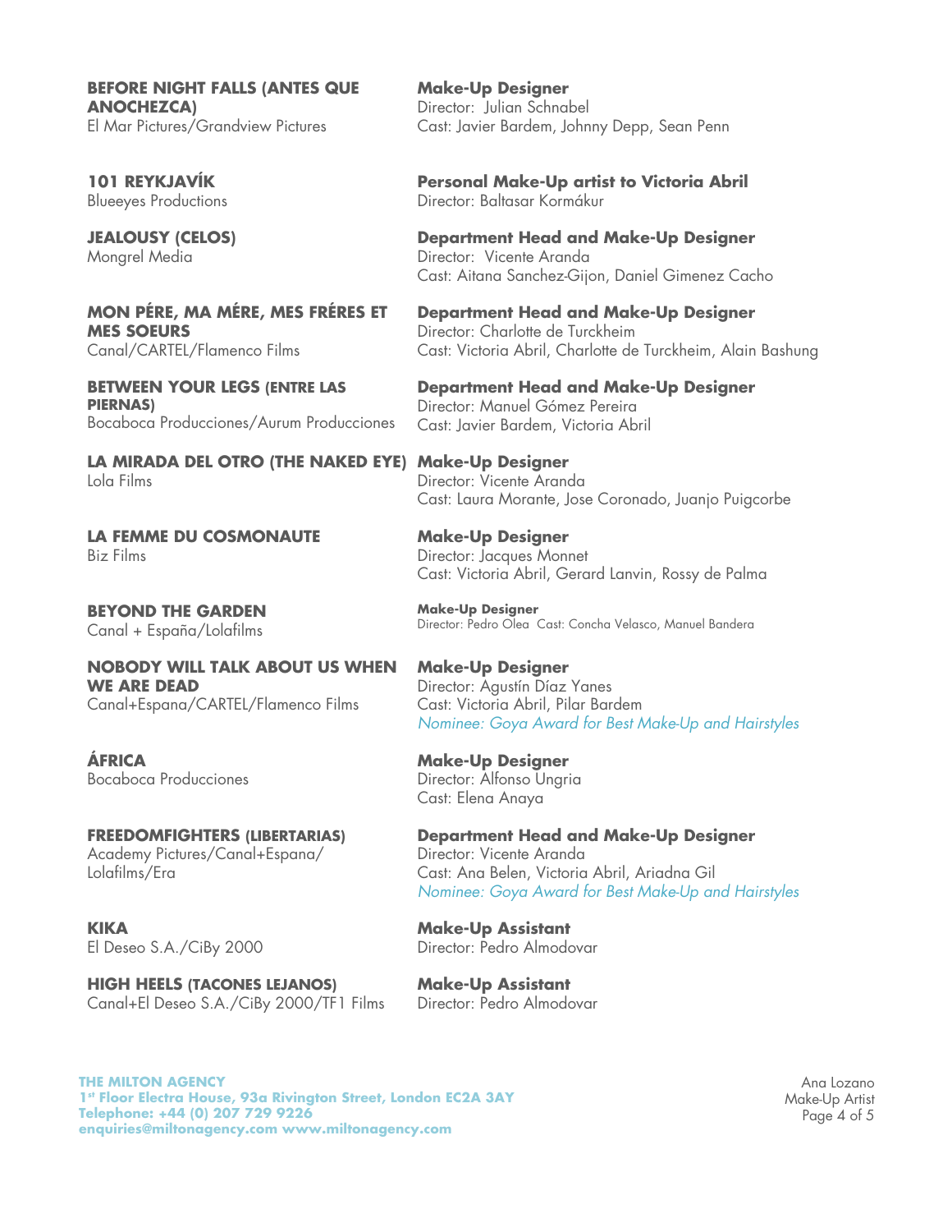**BEFORE NIGHT FALLS (ANTES QUE ANOCHEZCA)**
El Mar Pictures/Grandview Pictures

**Make-Up Designer**
Director: Julian Schnabel
Cast: Javier Bardem, Johnny Depp, Sean Penn

**101 REYKJAVÍK**
Blueeyes Productions

**Personal Make-Up artist to Victoria Abril**
Director: Baltasar Kormákur

**JEALOUSY (CELOS)**
Mongrel Media

**Department Head and Make-Up Designer**
Director: Vicente Aranda
Cast: Aitana Sanchez-Gijon, Daniel Gimenez Cacho

**MON PÉRE, MA MÉRE, MES FRÉRES ET MES SOEURS**
Canal/CARTEL/Flamenco Films

**Department Head and Make-Up Designer**
Director: Charlotte de Turckheim
Cast: Victoria Abril, Charlotte de Turckheim, Alain Bashung

**BETWEEN YOUR LEGS (ENTRE LAS PIERNAS)**
Bocaboca Producciones/Aurum Producciones

**Department Head and Make-Up Designer**
Director: Manuel Gómez Pereira
Cast: Javier Bardem, Victoria Abril

**LA MIRADA DEL OTRO (THE NAKED EYE)**
Lola Films

**Make-Up Designer**
Director: Vicente Aranda
Cast: Laura Morante, Jose Coronado, Juanjo Puigcorbe

**LA FEMME DU COSMONAUTE**
Biz Films

**Make-Up Designer**
Director: Jacques Monnet
Cast: Victoria Abril, Gerard Lanvin, Rossy de Palma

**BEYOND THE GARDEN**
Canal + España/Lolafilms

**Make-Up Designer**
Director: Pedro Olea Cast: Concha Velasco, Manuel Bandera

**NOBODY WILL TALK ABOUT US WHEN WE ARE DEAD**
Canal+Espana/CARTEL/Flamenco Films

**Make-Up Designer**
Director: Agustín Díaz Yanes
Cast: Victoria Abril, Pilar Bardem
*Nominee: Goya Award for Best Make-Up and Hairstyles*

**ÁFRICA**
Bocaboca Producciones

**Make-Up Designer**
Director: Alfonso Ungria
Cast: Elena Anaya

**FREEDOMFIGHTERS (LIBERTARIAS)**
Academy Pictures/Canal+Espana/Lolafilms/Era

**Department Head and Make-Up Designer**
Director: Vicente Aranda
Cast: Ana Belen, Victoria Abril, Ariadna Gil
*Nominee: Goya Award for Best Make-Up and Hairstyles*

**KIKA**
El Deseo S.A./CiBy 2000

**Make-Up Assistant**
Director: Pedro Almodovar

**HIGH HEELS (TACONES LEJANOS)**
Canal+El Deseo S.A./CiBy 2000/TF1 Films

**Make-Up Assistant**
Director: Pedro Almodovar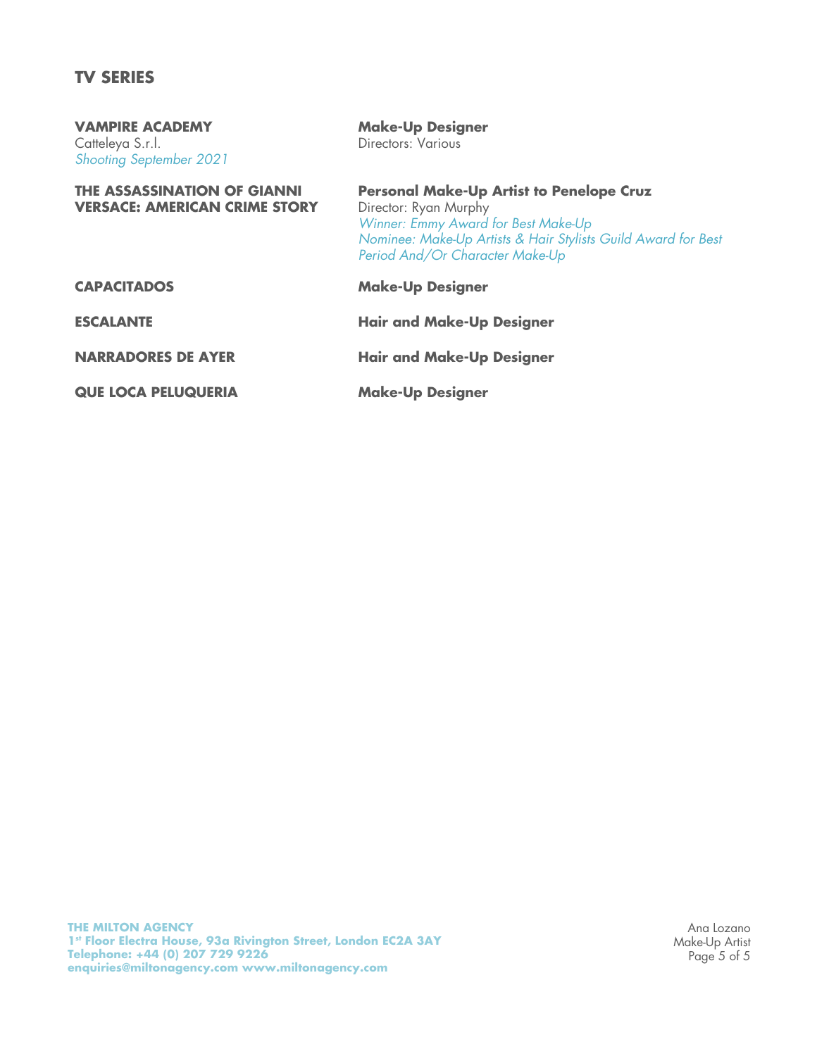## TV SERIES

**VAMPIRE ACADEMY**
Catteleya S.r.l.
*Shooting September 2021*

**Make-Up Designer**
Directors: Various

**THE ASSASSINATION OF GIANNI VERSACE: AMERICAN CRIME STORY**

**Personal Make-Up Artist to Penelope Cruz**
Director: Ryan Murphy
*Winner: Emmy Award for Best Make-Up*
*Nominee: Make-Up Artists & Hair Stylists Guild Award for Best Period And/Or Character Make-Up*

**CAPACITADOS**

**Make-Up Designer**

**ESCALANTE**

**Hair and Make-Up Designer**

**NARRADORES DE AYER**

**Hair and Make-Up Designer**

**QUE LOCA PELUQUERIA**

**Make-Up Designer**

**THE MILTON AGENCY**
**1st Floor Electra House, 93a Rivington Street, London EC2A 3AY**
**Telephone: +44 (0) 207 729 9226**
**enquiries@miltonagency.com www.miltonagency.com**

Ana Lozano
Make-Up Artist